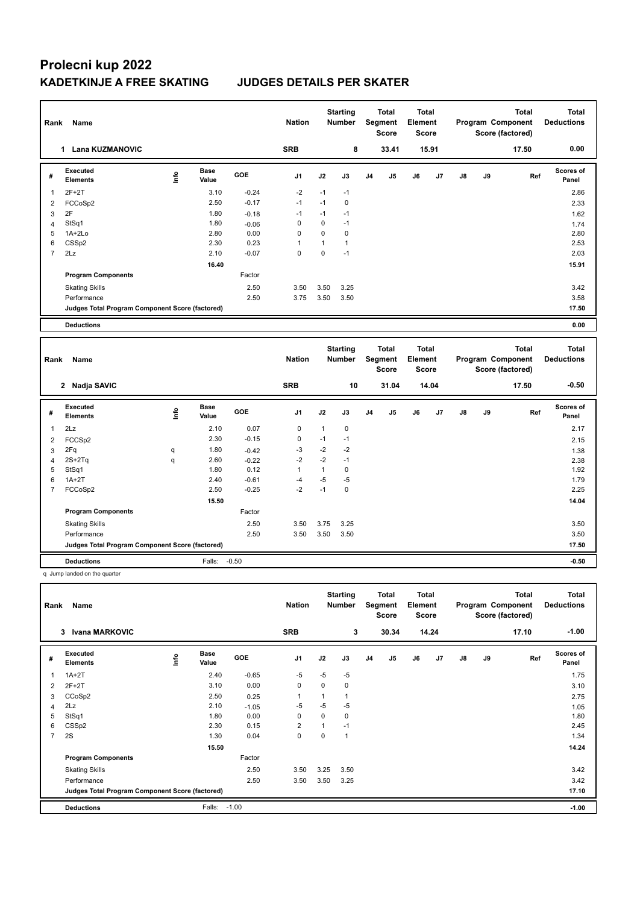# Prolecni kup 2022

## KADETKINJE A FREE SKATING JUDGES DETAILS PER SKATER

| Rank | Name | Nation | Starting Number | Total Segment Score | Total Element Score | Total Program Component Score (factored) | Total Deductions |
|---|---|---|---|---|---|---|---|
| 1 | Lana KUZMANOVIC | SRB | 8 | 33.41 | 15.91 | 17.50 | 0.00 |

| # | Executed Elements | Info | Base Value | GOE | J1 | J2 | J3 | J4 | J5 | J6 | J7 | J8 | J9 | Ref | Scores of Panel |
|---|---|---|---|---|---|---|---|---|---|---|---|---|---|---|---|
| 1 | 2F+2T | | 3.10 | -0.24 | -2 | -1 | -1 | | | | | | | | 2.86 |
| 2 | FCCoSp2 | | 2.50 | -0.17 | -1 | -1 | 0 | | | | | | | | 2.33 |
| 3 | 2F | | 1.80 | -0.18 | -1 | -1 | -1 | | | | | | | | 1.62 |
| 4 | StSq1 | | 1.80 | -0.06 | 0 | 0 | -1 | | | | | | | | 1.74 |
| 5 | 1A+2Lo | | 2.80 | 0.00 | 0 | 0 | 0 | | | | | | | | 2.80 |
| 6 | CSSp2 | | 2.30 | 0.23 | 1 | 1 | 1 | | | | | | | | 2.53 |
| 7 | 2Lz | | 2.10 | -0.07 | 0 | 0 | -1 | | | | | | | | 2.03 |
| | | | 16.40 | | | | | | | | | | | | 15.91 |
| | **Program Components** | | | Factor | | | | | | | | | | | |
| | Skating Skills | | | 2.50 | 3.50 | 3.50 | 3.25 | | | | | | | | 3.42 |
| | Performance | | | 2.50 | 3.75 | 3.50 | 3.50 | | | | | | | | 3.58 |
| | **Judges Total Program Component Score (factored)** | | | | | | | | | | | | | | 17.50 |
| | **Deductions** | | | | | | | | | | | | | | 0.00 |

| Rank | Name | Nation | Starting Number | Total Segment Score | Total Element Score | Total Program Component Score (factored) | Total Deductions |
|---|---|---|---|---|---|---|---|
| 2 | Nadja SAVIC | SRB | 10 | 31.04 | 14.04 | 17.50 | -0.50 |

| # | Executed Elements | Info | Base Value | GOE | J1 | J2 | J3 | J4 | J5 | J6 | J7 | J8 | J9 | Ref | Scores of Panel |
|---|---|---|---|---|---|---|---|---|---|---|---|---|---|---|---|
| 1 | 2Lz | | 2.10 | 0.07 | 0 | 1 | 0 | | | | | | | | 2.17 |
| 2 | FCCSp2 | | 2.30 | -0.15 | 0 | -1 | -1 | | | | | | | | 2.15 |
| 3 | 2Fq | q | 1.80 | -0.42 | -3 | -2 | -2 | | | | | | | | 1.38 |
| 4 | 2S+2Tq | q | 2.60 | -0.22 | -2 | -2 | -1 | | | | | | | | 2.38 |
| 5 | StSq1 | | 1.80 | 0.12 | 1 | 1 | 0 | | | | | | | | 1.92 |
| 6 | 1A+2T | | 2.40 | -0.61 | -4 | -5 | -5 | | | | | | | | 1.79 |
| 7 | FCCoSp2 | | 2.50 | -0.25 | -2 | -1 | 0 | | | | | | | | 2.25 |
| | | | 15.50 | | | | | | | | | | | | 14.04 |
| | **Program Components** | | | Factor | | | | | | | | | | | |
| | Skating Skills | | | 2.50 | 3.50 | 3.75 | 3.25 | | | | | | | | 3.50 |
| | Performance | | | 2.50 | 3.50 | 3.50 | 3.50 | | | | | | | | 3.50 |
| | **Judges Total Program Component Score (factored)** | | | | | | | | | | | | | | 17.50 |
| | **Deductions** | | Falls: | -0.50 | | | | | | | | | | | -0.50 |

q Jump landed on the quarter

| Rank | Name | Nation | Starting Number | Total Segment Score | Total Element Score | Total Program Component Score (factored) | Total Deductions |
|---|---|---|---|---|---|---|---|
| 3 | Ivana MARKOVIC | SRB | 3 | 30.34 | 14.24 | 17.10 | -1.00 |

| # | Executed Elements | Info | Base Value | GOE | J1 | J2 | J3 | J4 | J5 | J6 | J7 | J8 | J9 | Ref | Scores of Panel |
|---|---|---|---|---|---|---|---|---|---|---|---|---|---|---|---|
| 1 | 1A+2T | | 2.40 | -0.65 | -5 | -5 | -5 | | | | | | | | 1.75 |
| 2 | 2F+2T | | 3.10 | 0.00 | 0 | 0 | 0 | | | | | | | | 3.10 |
| 3 | CCoSp2 | | 2.50 | 0.25 | 1 | 1 | 1 | | | | | | | | 2.75 |
| 4 | 2Lz | | 2.10 | -1.05 | -5 | -5 | -5 | | | | | | | | 1.05 |
| 5 | StSq1 | | 1.80 | 0.00 | 0 | 0 | 0 | | | | | | | | 1.80 |
| 6 | CSSp2 | | 2.30 | 0.15 | 2 | 1 | -1 | | | | | | | | 2.45 |
| 7 | 2S | | 1.30 | 0.04 | 0 | 0 | 1 | | | | | | | | 1.34 |
| | | | 15.50 | | | | | | | | | | | | 14.24 |
| | **Program Components** | | | Factor | | | | | | | | | | | |
| | Skating Skills | | | 2.50 | 3.50 | 3.25 | 3.50 | | | | | | | | 3.42 |
| | Performance | | | 2.50 | 3.50 | 3.50 | 3.25 | | | | | | | | 3.42 |
| | **Judges Total Program Component Score (factored)** | | | | | | | | | | | | | | 17.10 |
| | **Deductions** | | Falls: | -1.00 | | | | | | | | | | | -1.00 |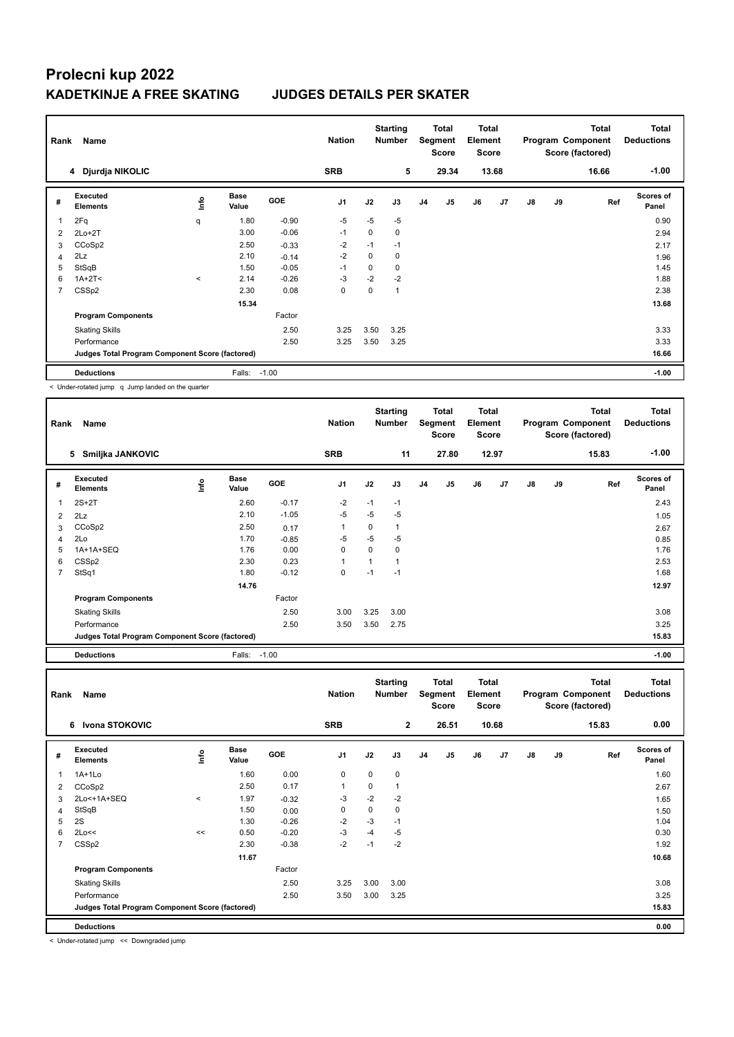# Prolecni kup 2022

## KADETKINJE A FREE SKATING JUDGES DETAILS PER SKATER

| Rank | Name | Nation | Starting Number | Total Segment Score | Total Element Score | Total Program Component Score (factored) | Total Deductions |
|---|---|---|---|---|---|---|---|
| 4 | Djurdja NIKOLIC | SRB | 5 | 29.34 | 13.68 | 16.66 | -1.00 |

| # | Executed Elements | Info | Base Value | GOE | J1 | J2 | J3 | J4 | J5 | J6 | J7 | J8 | J9 | Ref | Scores of Panel |
|---|---|---|---|---|---|---|---|---|---|---|---|---|---|---|---|
| 1 | 2Fq | q | 1.80 | -0.90 | -5 | -5 | -5 | | | | | | | | 0.90 |
| 2 | 2Lo+2T | | 3.00 | -0.06 | -1 | 0 | 0 | | | | | | | | 2.94 |
| 3 | CCoSp2 | | 2.50 | -0.33 | -2 | -1 | -1 | | | | | | | | 2.17 |
| 4 | 2Lz | | 2.10 | -0.14 | -2 | 0 | 0 | | | | | | | | 1.96 |
| 5 | StSqB | | 1.50 | -0.05 | -1 | 0 | 0 | | | | | | | | 1.45 |
| 6 | 1A+2T< | < | 2.14 | -0.26 | -3 | -2 | -2 | | | | | | | | 1.88 |
| 7 | CSSp2 | | 2.30 | 0.08 | 0 | 0 | 1 | | | | | | | | 2.38 |
| | | | 15.34 | | | | | | | | | | | | 13.68 |
| | **Program Components** | | | Factor | | | | | | | | | | | |
| | Skating Skills | | | 2.50 | 3.25 | 3.50 | 3.25 | | | | | | | | 3.33 |
| | Performance | | | 2.50 | 3.25 | 3.50 | 3.25 | | | | | | | | 3.33 |
| | **Judges Total Program Component Score (factored)** | | | | | | | | | | | | | | 16.66 |
| | **Deductions** | | Falls: | -1.00 | | | | | | | | | | | -1.00 |

< Under-rotated jump q Jump landed on the quarter

| Rank | Name | Nation | Starting Number | Total Segment Score | Total Element Score | Total Program Component Score (factored) | Total Deductions |
|---|---|---|---|---|---|---|---|
| 5 | Smiljka JANKOVIC | SRB | 11 | 27.80 | 12.97 | 15.83 | -1.00 |

| # | Executed Elements | Info | Base Value | GOE | J1 | J2 | J3 | J4 | J5 | J6 | J7 | J8 | J9 | Ref | Scores of Panel |
|---|---|---|---|---|---|---|---|---|---|---|---|---|---|---|---|
| 1 | 2S+2T | | 2.60 | -0.17 | -2 | -1 | -1 | | | | | | | | 2.43 |
| 2 | 2Lz | | 2.10 | -1.05 | -5 | -5 | -5 | | | | | | | | 1.05 |
| 3 | CCoSp2 | | 2.50 | 0.17 | 1 | 0 | 1 | | | | | | | | 2.67 |
| 4 | 2Lo | | 1.70 | -0.85 | -5 | -5 | -5 | | | | | | | | 0.85 |
| 5 | 1A+1A+SEQ | | 1.76 | 0.00 | 0 | 0 | 0 | | | | | | | | 1.76 |
| 6 | CSSp2 | | 2.30 | 0.23 | 1 | 1 | 1 | | | | | | | | 2.53 |
| 7 | StSq1 | | 1.80 | -0.12 | 0 | -1 | -1 | | | | | | | | 1.68 |
| | | | 14.76 | | | | | | | | | | | | 12.97 |
| | **Program Components** | | | Factor | | | | | | | | | | | |
| | Skating Skills | | | 2.50 | 3.00 | 3.25 | 3.00 | | | | | | | | 3.08 |
| | Performance | | | 2.50 | 3.50 | 3.50 | 2.75 | | | | | | | | 3.25 |
| | **Judges Total Program Component Score (factored)** | | | | | | | | | | | | | | 15.83 |
| | **Deductions** | | Falls: | -1.00 | | | | | | | | | | | -1.00 |

| Rank | Name | Nation | Starting Number | Total Segment Score | Total Element Score | Total Program Component Score (factored) | Total Deductions |
|---|---|---|---|---|---|---|---|
| 6 | Ivona STOKOVIC | SRB | 2 | 26.51 | 10.68 | 15.83 | 0.00 |

| # | Executed Elements | Info | Base Value | GOE | J1 | J2 | J3 | J4 | J5 | J6 | J7 | J8 | J9 | Ref | Scores of Panel |
|---|---|---|---|---|---|---|---|---|---|---|---|---|---|---|---|
| 1 | 1A+1Lo | | 1.60 | 0.00 | 0 | 0 | 0 | | | | | | | | 1.60 |
| 2 | CCoSp2 | | 2.50 | 0.17 | 1 | 0 | 1 | | | | | | | | 2.67 |
| 3 | 2Lo<+1A+SEQ | < | 1.97 | -0.32 | -3 | -2 | -2 | | | | | | | | 1.65 |
| 4 | StSqB | | 1.50 | 0.00 | 0 | 0 | 0 | | | | | | | | 1.50 |
| 5 | 2S | | 1.30 | -0.26 | -2 | -3 | -1 | | | | | | | | 1.04 |
| 6 | 2Lo<< | << | 0.50 | -0.20 | -3 | -4 | -5 | | | | | | | | 0.30 |
| 7 | CSSp2 | | 2.30 | -0.38 | -2 | -1 | -2 | | | | | | | | 1.92 |
| | | | 11.67 | | | | | | | | | | | | 10.68 |
| | **Program Components** | | | Factor | | | | | | | | | | | |
| | Skating Skills | | | 2.50 | 3.25 | 3.00 | 3.00 | | | | | | | | 3.08 |
| | Performance | | | 2.50 | 3.50 | 3.00 | 3.25 | | | | | | | | 3.25 |
| | **Judges Total Program Component Score (factored)** | | | | | | | | | | | | | | 15.83 |
| | **Deductions** | | | | | | | | | | | | | | 0.00 |

< Under-rotated jump << Downgraded jump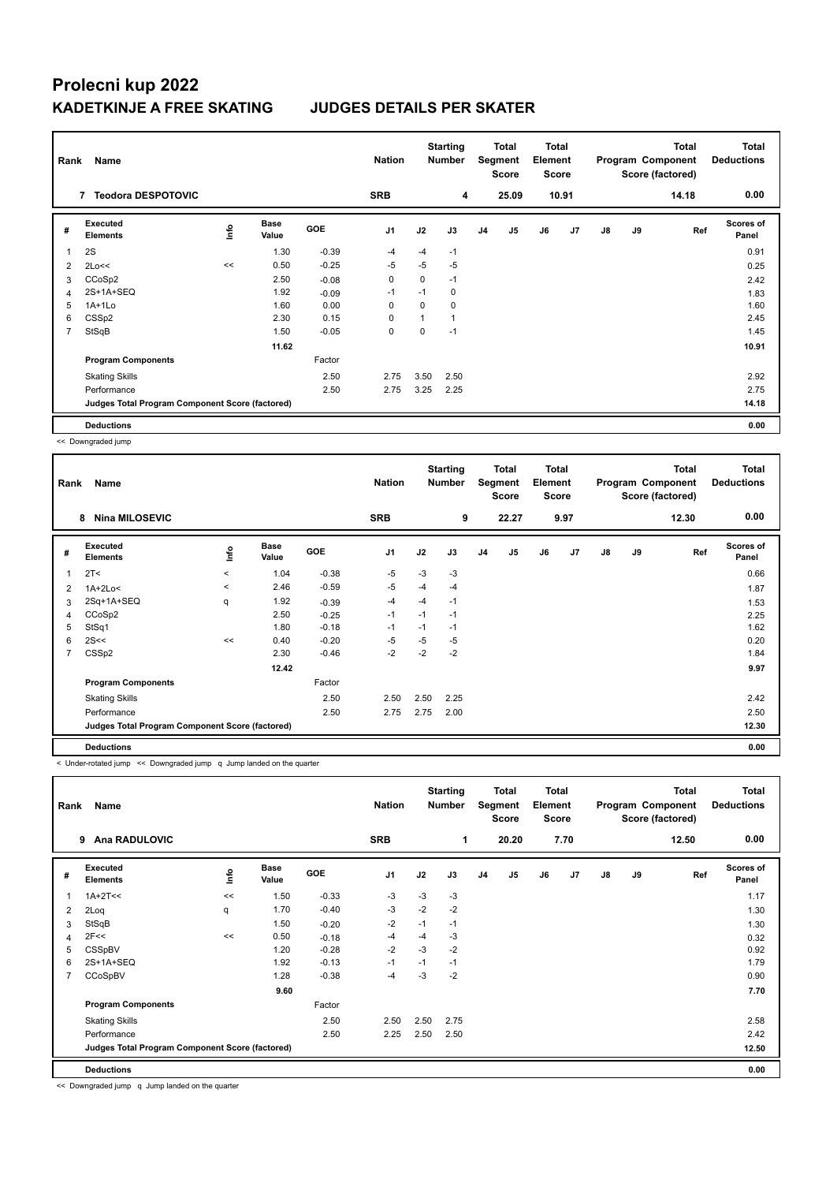# Prolecni kup 2022

## KADETKINJE A FREE SKATING JUDGES DETAILS PER SKATER

| Rank | Name | Nation | Starting Number | Total Segment Score | Total Element Score | Total Program Component Score (factored) | Total Deductions |
|---|---|---|---|---|---|---|---|
| 7 | Teodora DESPOTOVIC | SRB | 4 | 25.09 | 10.91 | 14.18 | 0.00 |

| # | Executed Elements | Info | Base Value | GOE | J1 | J2 | J3 | J4 | J5 | J6 | J7 | J8 | J9 | Ref | Scores of Panel |
|---|---|---|---|---|---|---|---|---|---|---|---|---|---|---|---|
| 1 | 2S | | 1.30 | -0.39 | -4 | -4 | -1 | | | | | | | | 0.91 |
| 2 | 2Lo<< | << | 0.50 | -0.25 | -5 | -5 | -5 | | | | | | | | 0.25 |
| 3 | CCoSp2 | | 2.50 | -0.08 | 0 | 0 | -1 | | | | | | | | 2.42 |
| 4 | 2S+1A+SEQ | | 1.92 | -0.09 | -1 | -1 | 0 | | | | | | | | 1.83 |
| 5 | 1A+1Lo | | 1.60 | 0.00 | 0 | 0 | 0 | | | | | | | | 1.60 |
| 6 | CSSp2 | | 2.30 | 0.15 | 0 | 1 | 1 | | | | | | | | 2.45 |
| 7 | StSqB | | 1.50 | -0.05 | 0 | 0 | -1 | | | | | | | | 1.45 |
| | | | 11.62 | | | | | | | | | | | | 10.91 |
| | **Program Components** | | | Factor | | | | | | | | | | | |
| | Skating Skills | | | 2.50 | 2.75 | 3.50 | 2.50 | | | | | | | | 2.92 |
| | Performance | | | 2.50 | 2.75 | 3.25 | 2.25 | | | | | | | | 2.75 |
| | **Judges Total Program Component Score (factored)** | | | | | | | | | | | | | | 14.18 |
| | **Deductions** | | | | | | | | | | | | | | 0.00 |

<< Downgraded jump

| Rank | Name | Nation | Starting Number | Total Segment Score | Total Element Score | Total Program Component Score (factored) | Total Deductions |
|---|---|---|---|---|---|---|---|
| 8 | Nina MILOSEVIC | SRB | 9 | 22.27 | 9.97 | 12.30 | 0.00 |

| # | Executed Elements | Info | Base Value | GOE | J1 | J2 | J3 | J4 | J5 | J6 | J7 | J8 | J9 | Ref | Scores of Panel |
|---|---|---|---|---|---|---|---|---|---|---|---|---|---|---|---|
| 1 | 2T< | < | 1.04 | -0.38 | -5 | -3 | -3 | | | | | | | | 0.66 |
| 2 | 1A+2Lo< | < | 2.46 | -0.59 | -5 | -4 | -4 | | | | | | | | 1.87 |
| 3 | 2Sq+1A+SEQ | q | 1.92 | -0.39 | -4 | -4 | -1 | | | | | | | | 1.53 |
| 4 | CCoSp2 | | 2.50 | -0.25 | -1 | -1 | -1 | | | | | | | | 2.25 |
| 5 | StSq1 | | 1.80 | -0.18 | -1 | -1 | -1 | | | | | | | | 1.62 |
| 6 | 2S<< | << | 0.40 | -0.20 | -5 | -5 | -5 | | | | | | | | 0.20 |
| 7 | CSSp2 | | 2.30 | -0.46 | -2 | -2 | -2 | | | | | | | | 1.84 |
| | | | 12.42 | | | | | | | | | | | | 9.97 |
| | **Program Components** | | | Factor | | | | | | | | | | | |
| | Skating Skills | | | 2.50 | 2.50 | 2.50 | 2.25 | | | | | | | | 2.42 |
| | Performance | | | 2.50 | 2.75 | 2.75 | 2.00 | | | | | | | | 2.50 |
| | **Judges Total Program Component Score (factored)** | | | | | | | | | | | | | | 12.30 |
| | **Deductions** | | | | | | | | | | | | | | 0.00 |

< Under-rotated jump << Downgraded jump q Jump landed on the quarter

| Rank | Name | Nation | Starting Number | Total Segment Score | Total Element Score | Total Program Component Score (factored) | Total Deductions |
|---|---|---|---|---|---|---|---|
| 9 | Ana RADULOVIC | SRB | 1 | 20.20 | 7.70 | 12.50 | 0.00 |

| # | Executed Elements | Info | Base Value | GOE | J1 | J2 | J3 | J4 | J5 | J6 | J7 | J8 | J9 | Ref | Scores of Panel |
|---|---|---|---|---|---|---|---|---|---|---|---|---|---|---|---|
| 1 | 1A+2T<< | << | 1.50 | -0.33 | -3 | -3 | -3 | | | | | | | | 1.17 |
| 2 | 2Loq | q | 1.70 | -0.40 | -3 | -2 | -2 | | | | | | | | 1.30 |
| 3 | StSqB | | 1.50 | -0.20 | -2 | -1 | -1 | | | | | | | | 1.30 |
| 4 | 2F<< | << | 0.50 | -0.18 | -4 | -4 | -3 | | | | | | | | 0.32 |
| 5 | CSSpBV | | 1.20 | -0.28 | -2 | -3 | -2 | | | | | | | | 0.92 |
| 6 | 2S+1A+SEQ | | 1.92 | -0.13 | -1 | -1 | -1 | | | | | | | | 1.79 |
| 7 | CCoSpBV | | 1.28 | -0.38 | -4 | -3 | -2 | | | | | | | | 0.90 |
| | | | 9.60 | | | | | | | | | | | | 7.70 |
| | **Program Components** | | | Factor | | | | | | | | | | | |
| | Skating Skills | | | 2.50 | 2.50 | 2.50 | 2.75 | | | | | | | | 2.58 |
| | Performance | | | 2.50 | 2.25 | 2.50 | 2.50 | | | | | | | | 2.42 |
| | **Judges Total Program Component Score (factored)** | | | | | | | | | | | | | | 12.50 |
| | **Deductions** | | | | | | | | | | | | | | 0.00 |

<< Downgraded jump q Jump landed on the quarter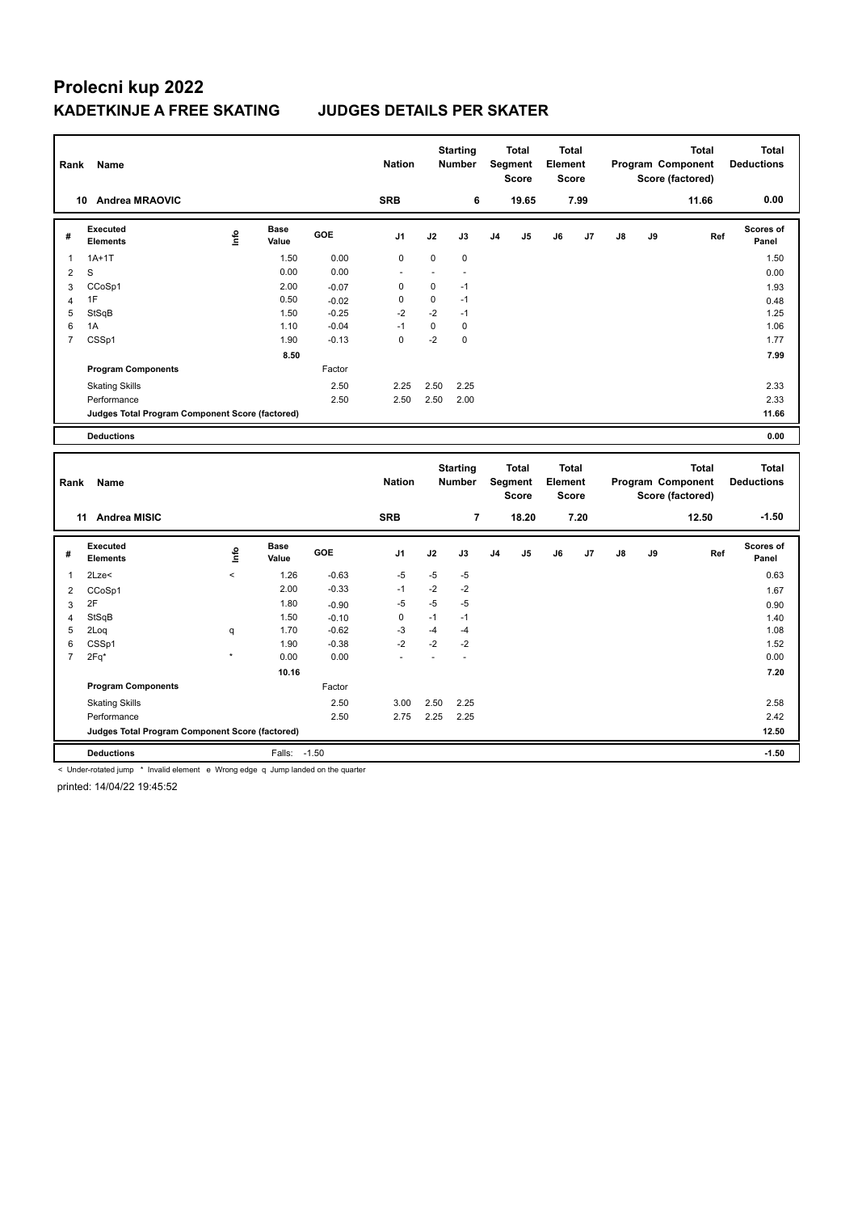# Prolecni kup 2022

## KADETKINJE A FREE SKATING JUDGES DETAILS PER SKATER

| Rank | Name | Nation | Starting Number | Total Segment Score | Total Element Score | Total Program Component Score (factored) | Total Deductions |
|---|---|---|---|---|---|---|---|
| 10 | Andrea MRAOVIC | SRB | 6 | 19.65 | 7.99 | 11.66 | 0.00 |

| # | Executed Elements | Info | Base Value | GOE | J1 | J2 | J3 | J4 | J5 | J6 | J7 | J8 | J9 | Ref | Scores of Panel |
|---|---|---|---|---|---|---|---|---|---|---|---|---|---|---|---|
| 1 | 1A+1T | | 1.50 | 0.00 | 0 | 0 | 0 | | | | | | | | 1.50 |
| 2 | S | | 0.00 | 0.00 | - | - | - | | | | | | | | 0.00 |
| 3 | CCoSp1 | | 2.00 | -0.07 | 0 | 0 | -1 | | | | | | | | 1.93 |
| 4 | 1F | | 0.50 | -0.02 | 0 | 0 | -1 | | | | | | | | 0.48 |
| 5 | StSqB | | 1.50 | -0.25 | -2 | -2 | -1 | | | | | | | | 1.25 |
| 6 | 1A | | 1.10 | -0.04 | -1 | 0 | 0 | | | | | | | | 1.06 |
| 7 | CSSp1 | | 1.90 | -0.13 | 0 | -2 | 0 | | | | | | | | 1.77 |
| | | | 8.50 | | | | | | | | | | | | 7.99 |
| | **Program Components** | | | Factor | | | | | | | | | | | |
| | Skating Skills | | | 2.50 | 2.25 | 2.50 | 2.25 | | | | | | | | 2.33 |
| | Performance | | | 2.50 | 2.50 | 2.50 | 2.00 | | | | | | | | 2.33 |
| | **Judges Total Program Component Score (factored)** | | | | | | | | | | | | | | 11.66 |
| | **Deductions** | | | | | | | | | | | | | | 0.00 |

| Rank | Name | Nation | Starting Number | Total Segment Score | Total Element Score | Total Program Component Score (factored) | Total Deductions |
|---|---|---|---|---|---|---|---|
| 11 | Andrea MISIC | SRB | 7 | 18.20 | 7.20 | 12.50 | -1.50 |

| # | Executed Elements | Info | Base Value | GOE | J1 | J2 | J3 | J4 | J5 | J6 | J7 | J8 | J9 | Ref | Scores of Panel |
|---|---|---|---|---|---|---|---|---|---|---|---|---|---|---|---|
| 1 | 2Lze< | < | 1.26 | -0.63 | -5 | -5 | -5 | | | | | | | | 0.63 |
| 2 | CCoSp1 | | 2.00 | -0.33 | -1 | -2 | -2 | | | | | | | | 1.67 |
| 3 | 2F | | 1.80 | -0.90 | -5 | -5 | -5 | | | | | | | | 0.90 |
| 4 | StSqB | | 1.50 | -0.10 | 0 | -1 | -1 | | | | | | | | 1.40 |
| 5 | 2Loq | q | 1.70 | -0.62 | -3 | -4 | -4 | | | | | | | | 1.08 |
| 6 | CSSp1 | | 1.90 | -0.38 | -2 | -2 | -2 | | | | | | | | 1.52 |
| 7 | 2Fq* | * | 0.00 | 0.00 | - | - | - | | | | | | | | 0.00 |
| | | | 10.16 | | | | | | | | | | | | 7.20 |
| | **Program Components** | | | Factor | | | | | | | | | | | |
| | Skating Skills | | | 2.50 | 3.00 | 2.50 | 2.25 | | | | | | | | 2.58 |
| | Performance | | | 2.50 | 2.75 | 2.25 | 2.25 | | | | | | | | 2.42 |
| | **Judges Total Program Component Score (factored)** | | | | | | | | | | | | | | 12.50 |
| | **Deductions** | | Falls: -1.50 | | | | | | | | | | | | -1.50 |

< Under-rotated jump * Invalid element e Wrong edge q Jump landed on the quarter

printed: 14/04/22 19:45:52